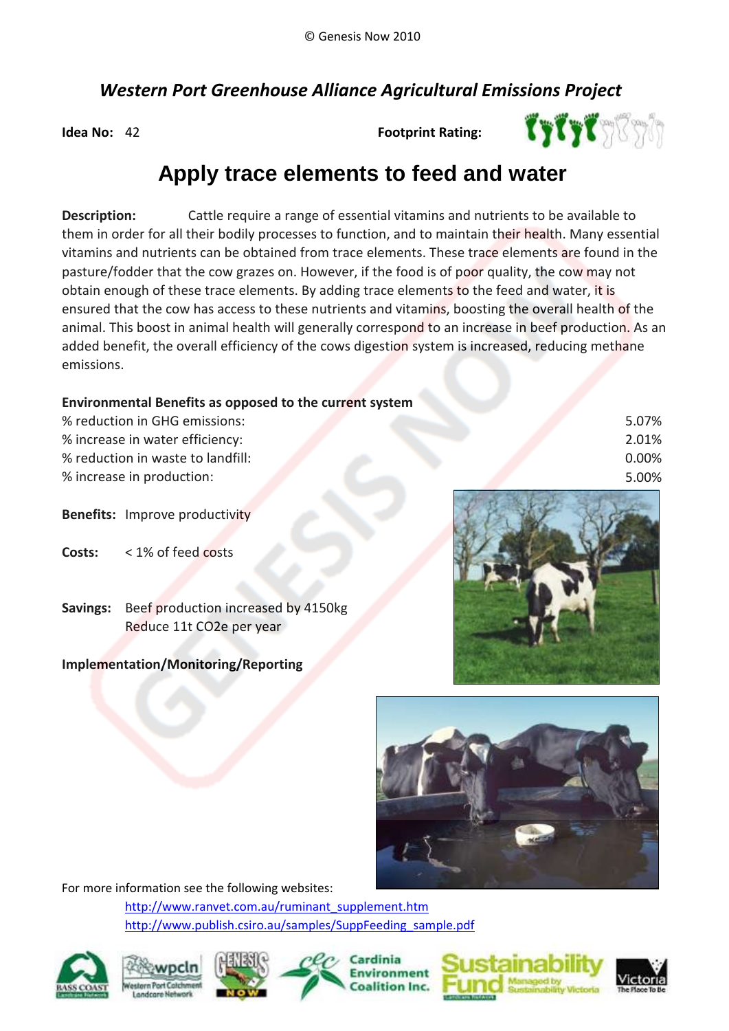© Genesis Now 2010

## *Western Port Greenhouse Alliance Agricultural Emissions Project*

**Idea No:** 42

**Footprint Rating:**

# Apply trace elements to feed and water

**Description:** Cattle require a range of essential vitamins and nutrients to be available to them in order for all their bodily processes to function, and to maintain their health. Many essential vitamins and nutrients can be obtained from trace elements. These trace elements are found in the pasture/fodder that the cow grazes on. However, if the food is of poor quality, the cow may not obtain enough of these trace elements. By adding trace elements to the feed and water, it is ensured that the cow has access to these nutrients and vitamins, boosting the overall health of the animal. This boost in animal health will generally correspond to an increase in beef production. As an added benefit, the overall efficiency of the cows digestion system is increased, reducing methane emissions.

**Environmental Benefits as opposed to the current system**

| | |
|---|---|
| % reduction in GHG emissions: | 5.07% |
| % increase in water efficiency: | 2.01% |
| % reduction in waste to landfill: | 0.00% |
| % increase in production: | 5.00% |

**Benefits:** Improve productivity

**Costs:** < 1% of feed costs

**Savings:** Beef production increased by 4150kg
Reduce 11t CO2e per year

**Implementation/Monitoring/Reporting**

For more information see the following websites:

http://www.ranvet.com.au/ruminant_supplement.htm
http://www.publish.csiro.au/samples/SuppFeeding_sample.pdf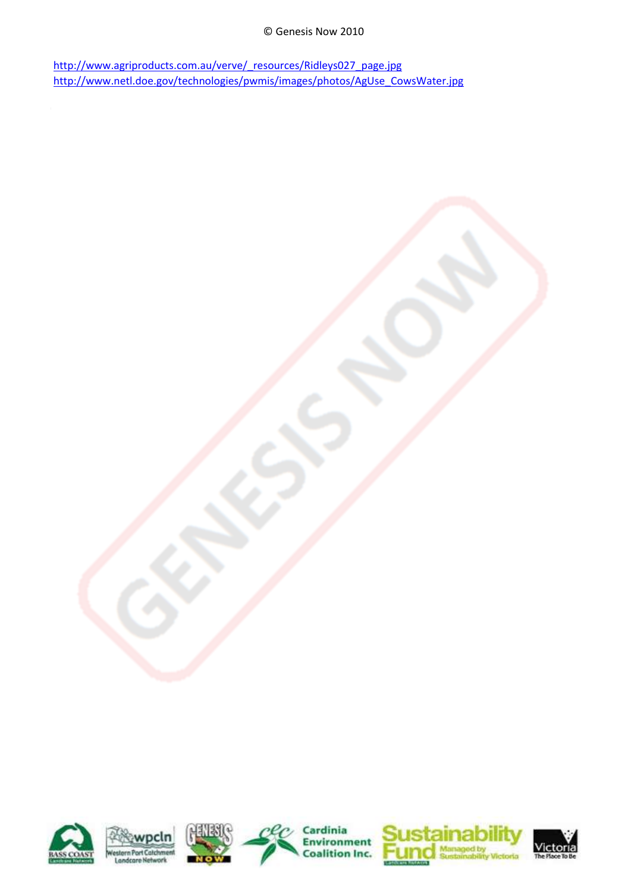http://www.agriproducts.com.au/verve/_resources/Ridleys027_page.jpg
http://www.netl.doe.gov/technologies/pwmis/images/photos/AgUse_CowsWater.jpg